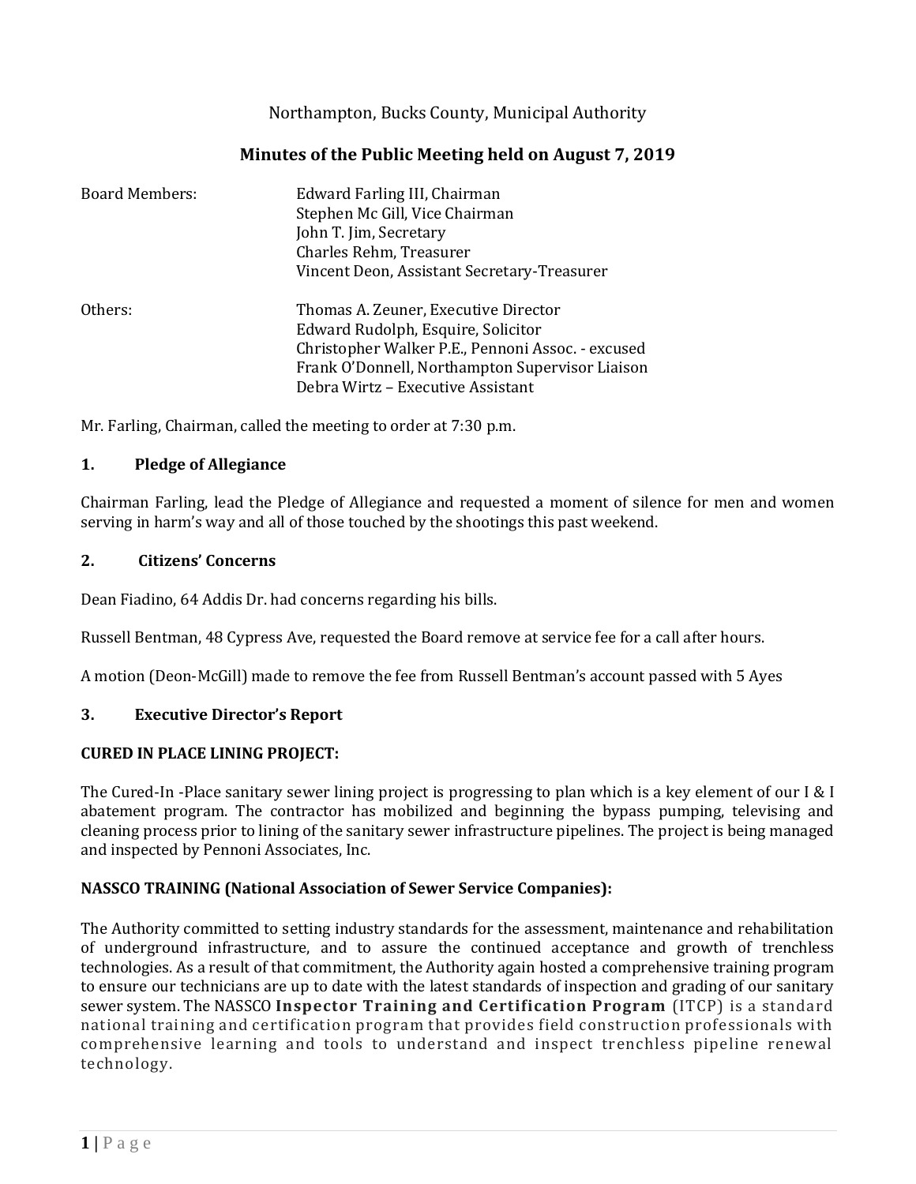Northampton, Bucks County, Municipal Authority

# Minutes of the Public Meeting held on August 7, 2019

Board Members:
Edward Farling III, Chairman
Stephen Mc Gill, Vice Chairman
John T. Jim, Secretary
Charles Rehm, Treasurer
Vincent Deon, Assistant Secretary-Treasurer

Others:
Thomas A. Zeuner, Executive Director
Edward Rudolph, Esquire, Solicitor
Christopher Walker P.E., Pennoni Assoc. - excused
Frank O'Donnell, Northampton Supervisor Liaison
Debra Wirtz – Executive Assistant

Mr. Farling, Chairman, called the meeting to order at 7:30 p.m.

## 1. Pledge of Allegiance

Chairman Farling, lead the Pledge of Allegiance and requested a moment of silence for men and women serving in harm's way and all of those touched by the shootings this past weekend.

## 2. Citizens' Concerns

Dean Fiadino, 64 Addis Dr. had concerns regarding his bills.

Russell Bentman, 48 Cypress Ave, requested the Board remove at service fee for a call after hours.

A motion (Deon-McGill) made to remove the fee from Russell Bentman's account passed with 5 Ayes

## 3. Executive Director's Report

**CURED IN PLACE LINING PROJECT:**

The Cured-In -Place sanitary sewer lining project is progressing to plan which is a key element of our I & I abatement program. The contractor has mobilized and beginning the bypass pumping, televising and cleaning process prior to lining of the sanitary sewer infrastructure pipelines. The project is being managed and inspected by Pennoni Associates, Inc.

**NASSCO TRAINING (National Association of Sewer Service Companies):**

The Authority committed to setting industry standards for the assessment, maintenance and rehabilitation of underground infrastructure, and to assure the continued acceptance and growth of trenchless technologies. As a result of that commitment, the Authority again hosted a comprehensive training program to ensure our technicians are up to date with the latest standards of inspection and grading of our sanitary sewer system. The NASSCO **Inspector Training and Certification Program** (ITCP) is a standard national training and certification program that provides field construction professionals with comprehensive learning and tools to understand and inspect trenchless pipeline renewal technology.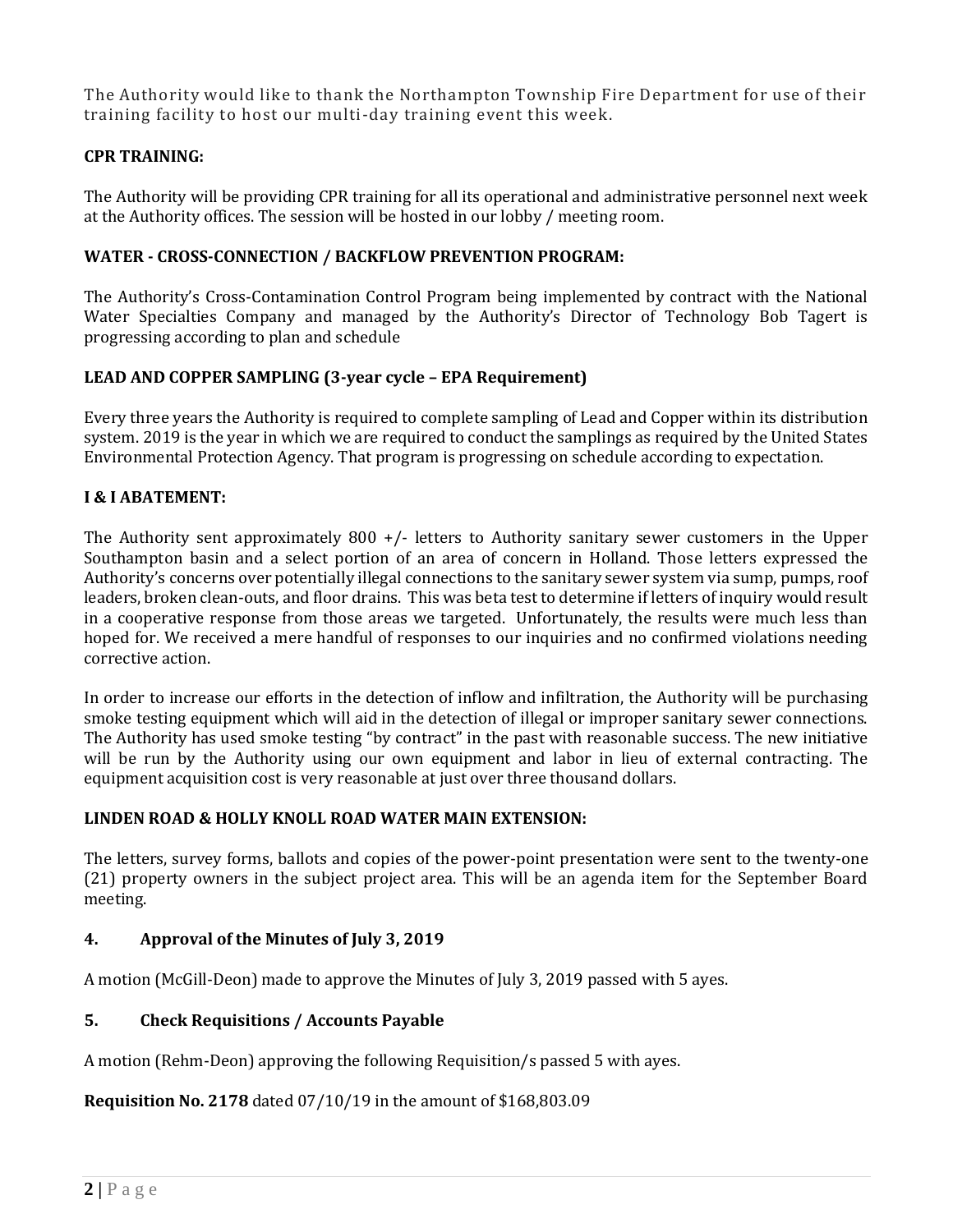The Authority would like to thank the Northampton Township Fire Department for use of their training facility to host our multi-day training event this week.

**CPR TRAINING:**

The Authority will be providing CPR training for all its operational and administrative personnel next week at the Authority offices. The session will be hosted in our lobby / meeting room.

**WATER - CROSS-CONNECTION / BACKFLOW PREVENTION PROGRAM:**

The Authority's Cross-Contamination Control Program being implemented by contract with the National Water Specialties Company and managed by the Authority's Director of Technology Bob Tagert is progressing according to plan and schedule

**LEAD AND COPPER SAMPLING (3-year cycle – EPA Requirement)**

Every three years the Authority is required to complete sampling of Lead and Copper within its distribution system. 2019 is the year in which we are required to conduct the samplings as required by the United States Environmental Protection Agency. That program is progressing on schedule according to expectation.

**I & I ABATEMENT:**

The Authority sent approximately 800 +/- letters to Authority sanitary sewer customers in the Upper Southampton basin and a select portion of an area of concern in Holland. Those letters expressed the Authority's concerns over potentially illegal connections to the sanitary sewer system via sump, pumps, roof leaders, broken clean-outs, and floor drains. This was beta test to determine if letters of inquiry would result in a cooperative response from those areas we targeted. Unfortunately, the results were much less than hoped for. We received a mere handful of responses to our inquiries and no confirmed violations needing corrective action.

In order to increase our efforts in the detection of inflow and infiltration, the Authority will be purchasing smoke testing equipment which will aid in the detection of illegal or improper sanitary sewer connections. The Authority has used smoke testing "by contract" in the past with reasonable success. The new initiative will be run by the Authority using our own equipment and labor in lieu of external contracting. The equipment acquisition cost is very reasonable at just over three thousand dollars.

**LINDEN ROAD & HOLLY KNOLL ROAD WATER MAIN EXTENSION:**

The letters, survey forms, ballots and copies of the power-point presentation were sent to the twenty-one (21) property owners in the subject project area. This will be an agenda item for the September Board meeting.

## 4. Approval of the Minutes of July 3, 2019

A motion (McGill-Deon) made to approve the Minutes of July 3, 2019 passed with 5 ayes.

## 5. Check Requisitions / Accounts Payable

A motion (Rehm-Deon) approving the following Requisition/s passed 5 with ayes.

**Requisition No. 2178** dated 07/10/19 in the amount of $168,803.09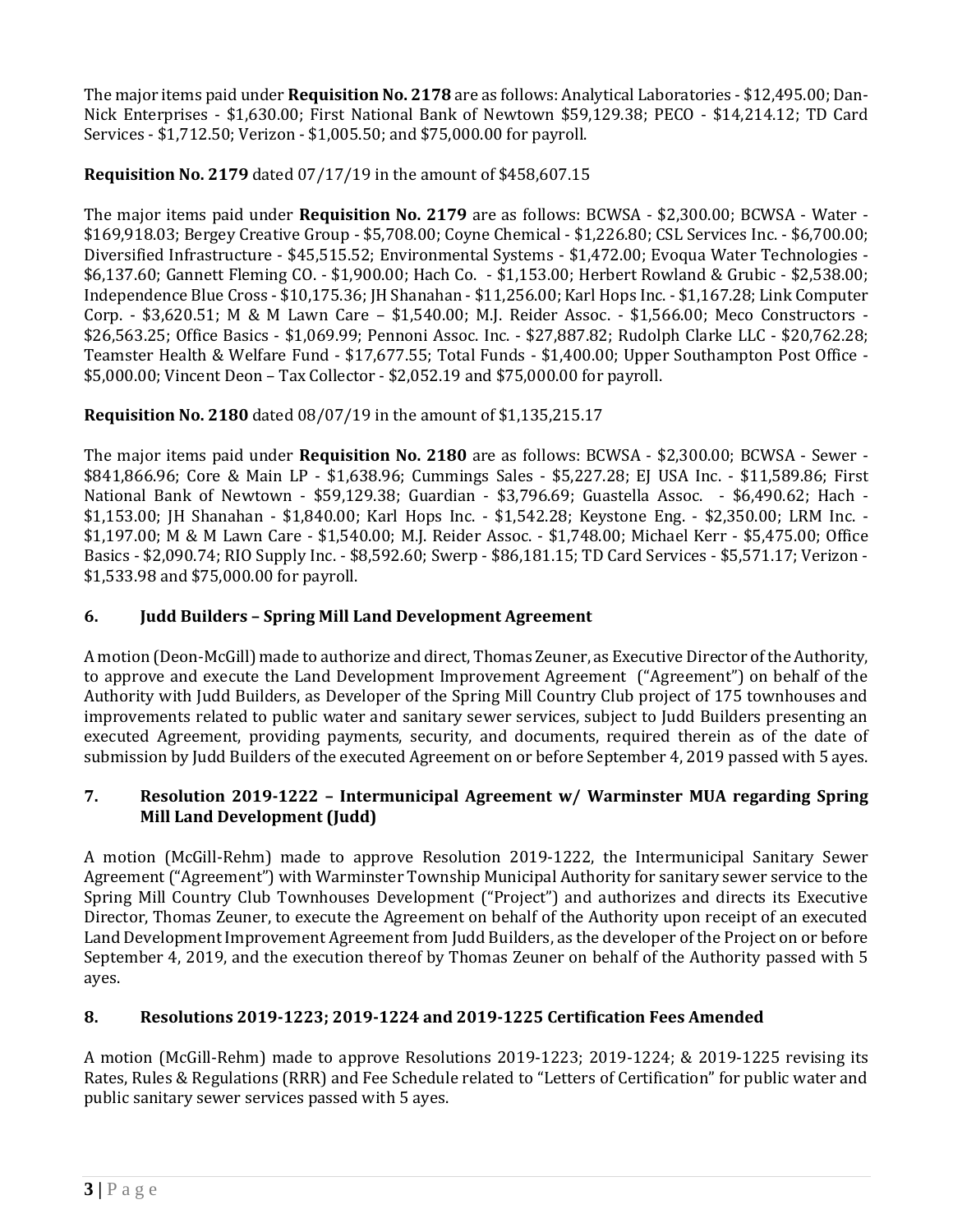The major items paid under **Requisition No. 2178** are as follows: Analytical Laboratories - $12,495.00; Dan-Nick Enterprises - $1,630.00; First National Bank of Newtown $59,129.38; PECO - $14,214.12; TD Card Services - $1,712.50; Verizon - $1,005.50; and $75,000.00 for payroll.

**Requisition No. 2179** dated 07/17/19 in the amount of $458,607.15

The major items paid under **Requisition No. 2179** are as follows: BCWSA - $2,300.00; BCWSA - Water - $169,918.03; Bergey Creative Group - $5,708.00; Coyne Chemical - $1,226.80; CSL Services Inc. - $6,700.00; Diversified Infrastructure - $45,515.52; Environmental Systems - $1,472.00; Evoqua Water Technologies - $6,137.60; Gannett Fleming CO. - $1,900.00; Hach Co. - $1,153.00; Herbert Rowland & Grubic - $2,538.00; Independence Blue Cross - $10,175.36; JH Shanahan - $11,256.00; Karl Hops Inc. - $1,167.28; Link Computer Corp. - $3,620.51; M & M Lawn Care – $1,540.00; M.J. Reider Assoc. - $1,566.00; Meco Constructors - $26,563.25; Office Basics - $1,069.99; Pennoni Assoc. Inc. - $27,887.82; Rudolph Clarke LLC - $20,762.28; Teamster Health & Welfare Fund - $17,677.55; Total Funds - $1,400.00; Upper Southampton Post Office - $5,000.00; Vincent Deon – Tax Collector - $2,052.19 and $75,000.00 for payroll.

**Requisition No. 2180** dated 08/07/19 in the amount of $1,135,215.17

The major items paid under **Requisition No. 2180** are as follows: BCWSA - $2,300.00; BCWSA - Sewer - $841,866.96; Core & Main LP - $1,638.96; Cummings Sales - $5,227.28; EJ USA Inc. - $11,589.86; First National Bank of Newtown - $59,129.38; Guardian - $3,796.69; Guastella Assoc. - $6,490.62; Hach - $1,153.00; JH Shanahan - $1,840.00; Karl Hops Inc. - $1,542.28; Keystone Eng. - $2,350.00; LRM Inc. - $1,197.00; M & M Lawn Care - $1,540.00; M.J. Reider Assoc. - $1,748.00; Michael Kerr - $5,475.00; Office Basics - $2,090.74; RIO Supply Inc. - $8,592.60; Swerp - $86,181.15; TD Card Services - $5,571.17; Verizon - $1,533.98 and $75,000.00 for payroll.

## 6. Judd Builders – Spring Mill Land Development Agreement

A motion (Deon-McGill) made to authorize and direct, Thomas Zeuner, as Executive Director of the Authority, to approve and execute the Land Development Improvement Agreement ("Agreement") on behalf of the Authority with Judd Builders, as Developer of the Spring Mill Country Club project of 175 townhouses and improvements related to public water and sanitary sewer services, subject to Judd Builders presenting an executed Agreement, providing payments, security, and documents, required therein as of the date of submission by Judd Builders of the executed Agreement on or before September 4, 2019 passed with 5 ayes.

## 7. Resolution 2019-1222 – Intermunicipal Agreement w/ Warminster MUA regarding Spring Mill Land Development (Judd)

A motion (McGill-Rehm) made to approve Resolution 2019-1222, the Intermunicipal Sanitary Sewer Agreement ("Agreement") with Warminster Township Municipal Authority for sanitary sewer service to the Spring Mill Country Club Townhouses Development ("Project") and authorizes and directs its Executive Director, Thomas Zeuner, to execute the Agreement on behalf of the Authority upon receipt of an executed Land Development Improvement Agreement from Judd Builders, as the developer of the Project on or before September 4, 2019, and the execution thereof by Thomas Zeuner on behalf of the Authority passed with 5 ayes.

## 8. Resolutions 2019-1223; 2019-1224 and 2019-1225 Certification Fees Amended

A motion (McGill-Rehm) made to approve Resolutions 2019-1223; 2019-1224; & 2019-1225 revising its Rates, Rules & Regulations (RRR) and Fee Schedule related to "Letters of Certification" for public water and public sanitary sewer services passed with 5 ayes.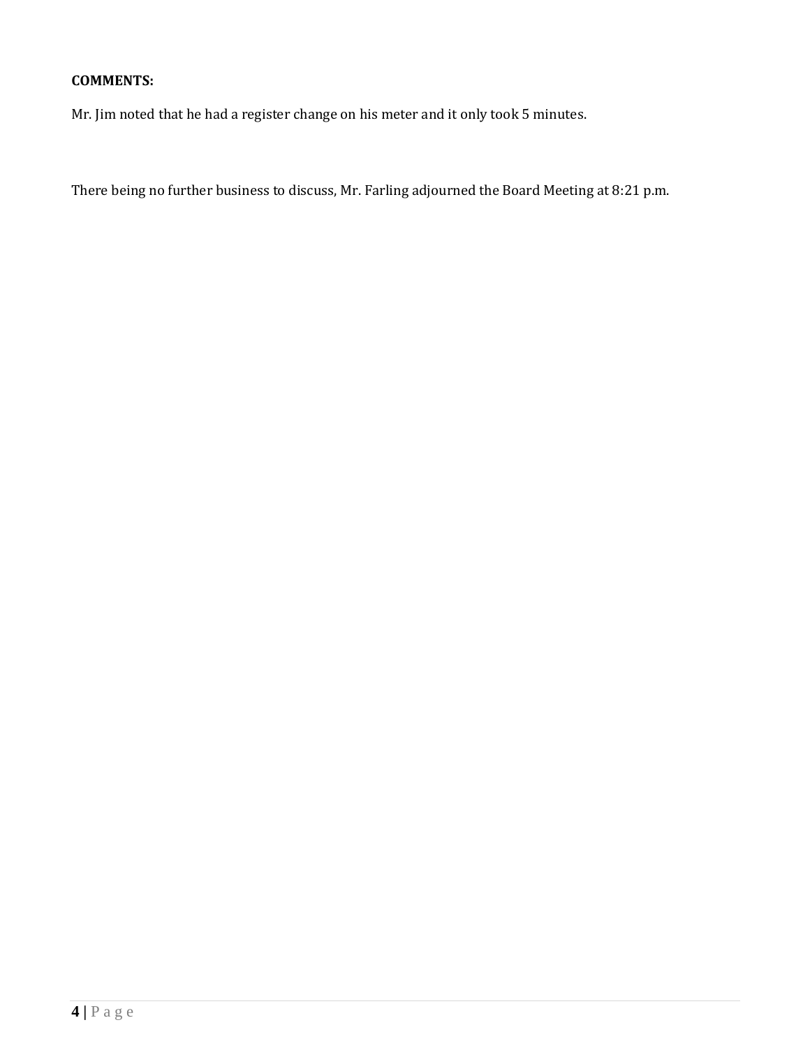**COMMENTS:**

Mr. Jim noted that he had a register change on his meter and it only took 5 minutes.

There being no further business to discuss, Mr. Farling adjourned the Board Meeting at 8:21 p.m.